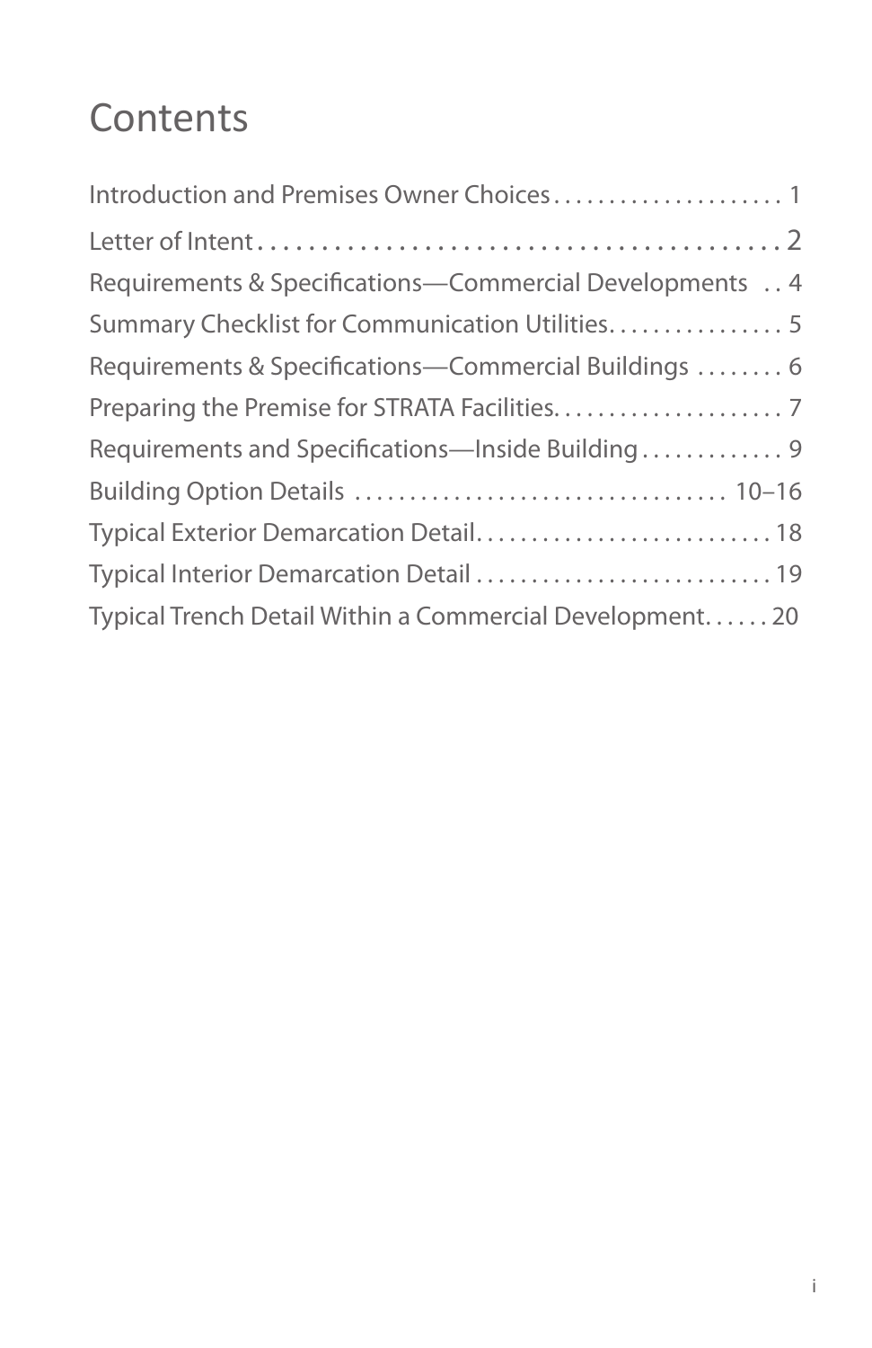# Contents

Introduction and Premises Owner Choices . . . . . . . . . . . . . . . . . . . . 1

Letter of Intent . . . . . . . . . . . . . . . . . . . . . . . . . . . . . . . . . . . . . . . 2

Requirements & Specifications—Commercial Developments . . 4

Summary Checklist for Communication Utilities. . . . . . . . . . . . . . . . 5

Requirements & Specifications—Commercial Buildings . . . . . . . . 6

Preparing the Premise for STRATA Facilities. . . . . . . . . . . . . . . . . . . . 7

Requirements and Specifications—Inside Building . . . . . . . . . . . . . 9

Building Option Details . . . . . . . . . . . . . . . . . . . . . . . . . . . . . . . . . 10–16

Typical Exterior Demarcation Detail. . . . . . . . . . . . . . . . . . . . . . . . . . 18

Typical Interior Demarcation Detail . . . . . . . . . . . . . . . . . . . . . . . . . . 19

Typical Trench Detail Within a Commercial Development. . . . . . 20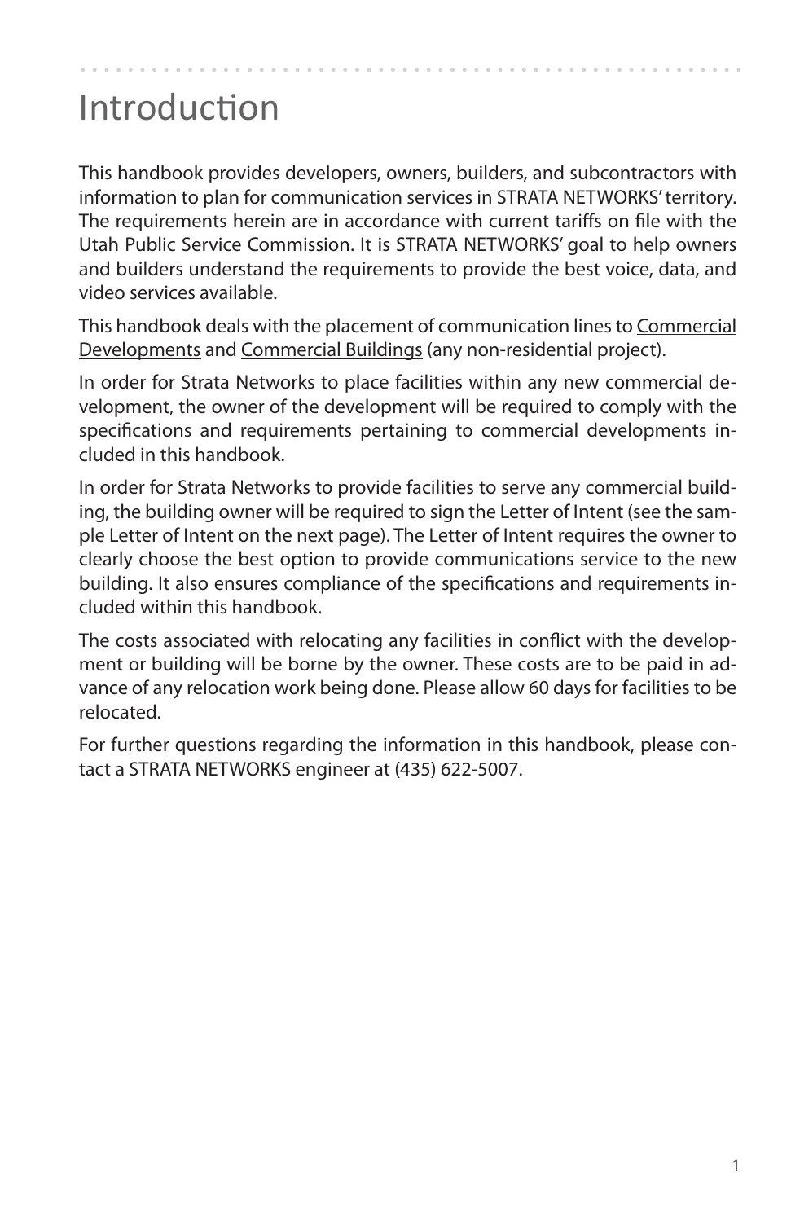# Introduction

This handbook provides developers, owners, builders, and subcontractors with information to plan for communication services in STRATA NETWORKS' territory. The requirements herein are in accordance with current tariffs on file with the Utah Public Service Commission. It is STRATA NETWORKS' goal to help owners and builders understand the requirements to provide the best voice, data, and video services available.

This handbook deals with the placement of communication lines to Commercial Developments and Commercial Buildings (any non-residential project).

In order for Strata Networks to place facilities within any new commercial development, the owner of the development will be required to comply with the specifications and requirements pertaining to commercial developments included in this handbook.

In order for Strata Networks to provide facilities to serve any commercial building, the building owner will be required to sign the Letter of Intent (see the sample Letter of Intent on the next page). The Letter of Intent requires the owner to clearly choose the best option to provide communications service to the new building. It also ensures compliance of the specifications and requirements included within this handbook.

The costs associated with relocating any facilities in conflict with the development or building will be borne by the owner. These costs are to be paid in advance of any relocation work being done. Please allow 60 days for facilities to be relocated.

For further questions regarding the information in this handbook, please contact a STRATA NETWORKS engineer at (435) 622-5007.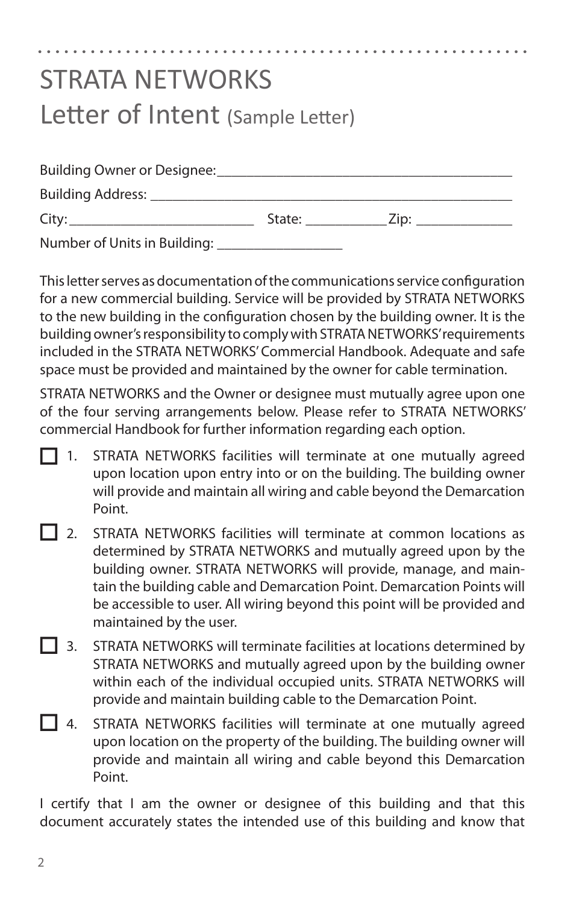# STRATA NETWORKS

## Letter of Intent (Sample Letter)

Building Owner or Designee:________________________________________

Building Address: ____________________________________________________

City:_________________________ State: ___________ Zip: _____________

Number of Units in Building: _________________

This letter serves as documentation of the communications service configuration for a new commercial building. Service will be provided by STRATA NETWORKS to the new building in the configuration chosen by the building owner. It is the building owner's responsibility to comply with STRATA NETWORKS' requirements included in the STRATA NETWORKS' Commercial Handbook. Adequate and safe space must be provided and maintained by the owner for cable termination.

STRATA NETWORKS and the Owner or designee must mutually agree upon one of the four serving arrangements below. Please refer to STRATA NETWORKS' commercial Handbook for further information regarding each option.

☐ 1. STRATA NETWORKS facilities will terminate at one mutually agreed upon location upon entry into or on the building. The building owner will provide and maintain all wiring and cable beyond the Demarcation Point.

☐ 2. STRATA NETWORKS facilities will terminate at common locations as determined by STRATA NETWORKS and mutually agreed upon by the building owner. STRATA NETWORKS will provide, manage, and maintain the building cable and Demarcation Point. Demarcation Points will be accessible to user. All wiring beyond this point will be provided and maintained by the user.

☐ 3. STRATA NETWORKS will terminate facilities at locations determined by STRATA NETWORKS and mutually agreed upon by the building owner within each of the individual occupied units. STRATA NETWORKS will provide and maintain building cable to the Demarcation Point.

☐ 4. STRATA NETWORKS facilities will terminate at one mutually agreed upon location on the property of the building. The building owner will provide and maintain all wiring and cable beyond this Demarcation Point.

I certify that I am the owner or designee of this building and that this document accurately states the intended use of this building and know that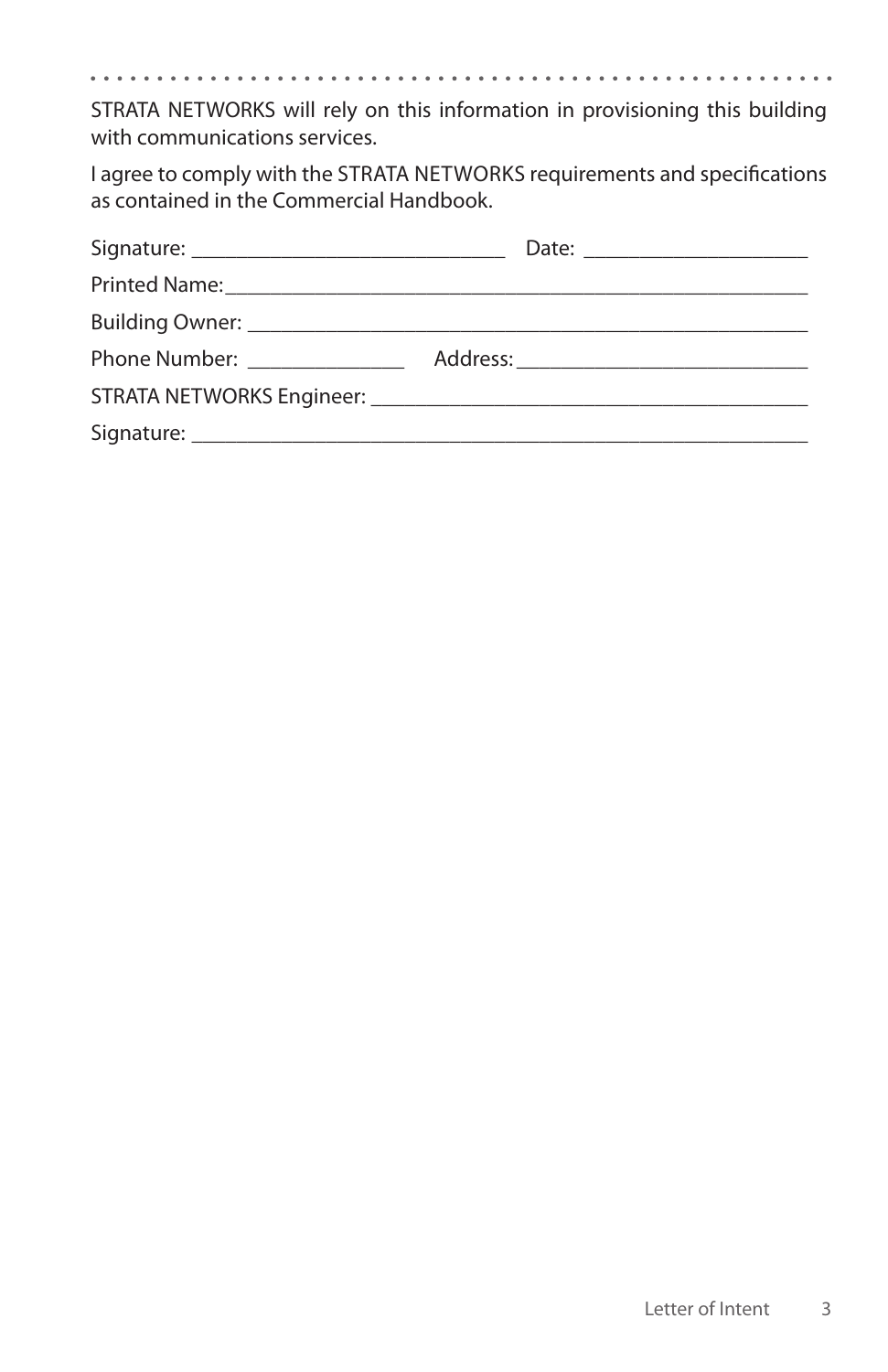STRATA NETWORKS will rely on this information in provisioning this building with communications services.

I agree to comply with the STRATA NETWORKS requirements and specifications as contained in the Commercial Handbook.

Signature: ____________________________ Date: ____________________

Printed Name: _____________________________________________________

Building Owner: ____________________________________________________

Phone Number: ______________ Address: __________________________

STRATA NETWORKS Engineer: ______________________________________

Signature: __________________________________________________________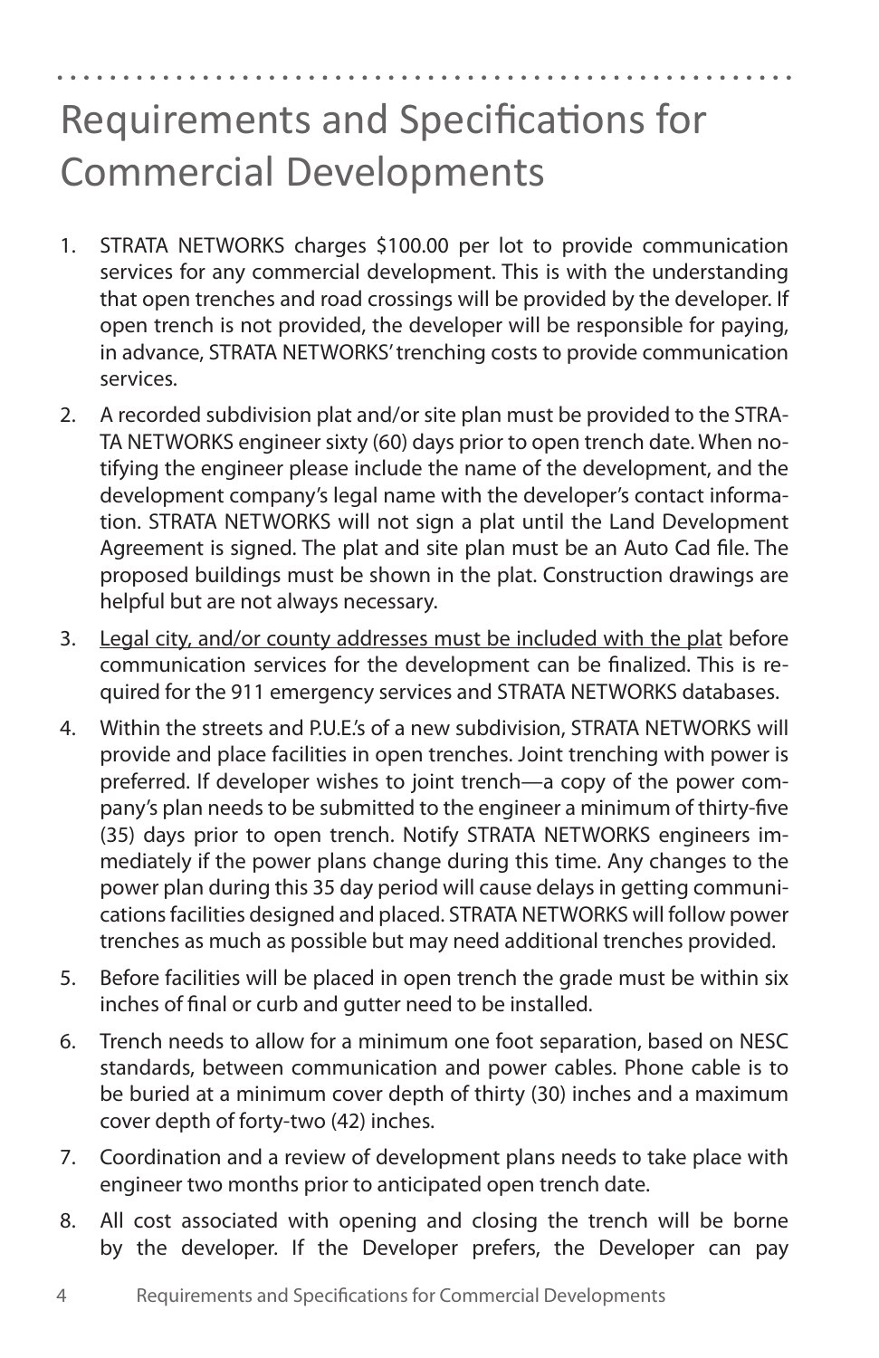# Requirements and Specifications for Commercial Developments

1. STRATA NETWORKS charges $100.00 per lot to provide communication services for any commercial development. This is with the understanding that open trenches and road crossings will be provided by the developer. If open trench is not provided, the developer will be responsible for paying, in advance, STRATA NETWORKS' trenching costs to provide communication services.
2. A recorded subdivision plat and/or site plan must be provided to the STRATA NETWORKS engineer sixty (60) days prior to open trench date. When notifying the engineer please include the name of the development, and the development company's legal name with the developer's contact information. STRATA NETWORKS will not sign a plat until the Land Development Agreement is signed. The plat and site plan must be an Auto Cad file. The proposed buildings must be shown in the plat. Construction drawings are helpful but are not always necessary.
3. <u>Legal city, and/or county addresses must be included with the plat</u> before communication services for the development can be finalized. This is required for the 911 emergency services and STRATA NETWORKS databases.
4. Within the streets and P.U.E.'s of a new subdivision, STRATA NETWORKS will provide and place facilities in open trenches. Joint trenching with power is preferred. If developer wishes to joint trench—a copy of the power company's plan needs to be submitted to the engineer a minimum of thirty-five (35) days prior to open trench. Notify STRATA NETWORKS engineers immediately if the power plans change during this time. Any changes to the power plan during this 35 day period will cause delays in getting communications facilities designed and placed. STRATA NETWORKS will follow power trenches as much as possible but may need additional trenches provided.
5. Before facilities will be placed in open trench the grade must be within six inches of final or curb and gutter need to be installed.
6. Trench needs to allow for a minimum one foot separation, based on NESC standards, between communication and power cables. Phone cable is to be buried at a minimum cover depth of thirty (30) inches and a maximum cover depth of forty-two (42) inches.
7. Coordination and a review of development plans needs to take place with engineer two months prior to anticipated open trench date.
8. All cost associated with opening and closing the trench will be borne by the developer. If the Developer prefers, the Developer can pay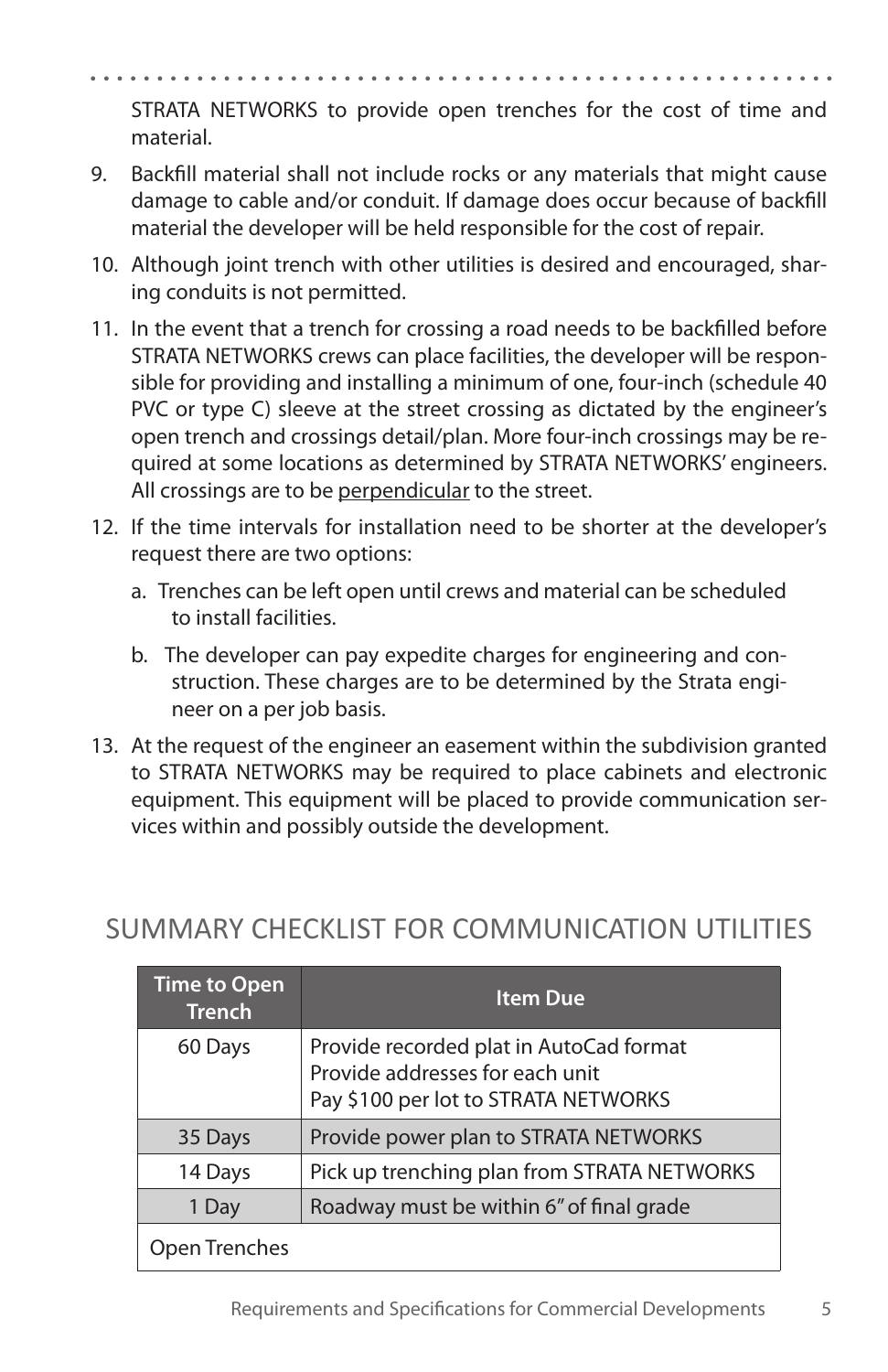STRATA NETWORKS to provide open trenches for the cost of time and material.

9. Backfill material shall not include rocks or any materials that might cause damage to cable and/or conduit. If damage does occur because of backfill material the developer will be held responsible for the cost of repair.
10. Although joint trench with other utilities is desired and encouraged, sharing conduits is not permitted.
11. In the event that a trench for crossing a road needs to be backfilled before STRATA NETWORKS crews can place facilities, the developer will be responsible for providing and installing a minimum of one, four-inch (schedule 40 PVC or type C) sleeve at the street crossing as dictated by the engineer's open trench and crossings detail/plan. More four-inch crossings may be required at some locations as determined by STRATA NETWORKS' engineers. All crossings are to be <u>perpendicular</u> to the street.
12. If the time intervals for installation need to be shorter at the developer's request there are two options:
    a. Trenches can be left open until crews and material can be scheduled to install facilities.
    b. The developer can pay expedite charges for engineering and construction. These charges are to be determined by the Strata engineer on a per job basis.
13. At the request of the engineer an easement within the subdivision granted to STRATA NETWORKS may be required to place cabinets and electronic equipment. This equipment will be placed to provide communication services within and possibly outside the development.

## SUMMARY CHECKLIST FOR COMMUNICATION UTILITIES

| Time to Open Trench | Item Due |
|---|---|
| 60 Days | Provide recorded plat in AutoCad format<br>Provide addresses for each unit<br>Pay $100 per lot to STRATA NETWORKS |
| 35 Days | Provide power plan to STRATA NETWORKS |
| 14 Days | Pick up trenching plan from STRATA NETWORKS |
| 1 Day | Roadway must be within 6" of final grade |
| Open Trenches | |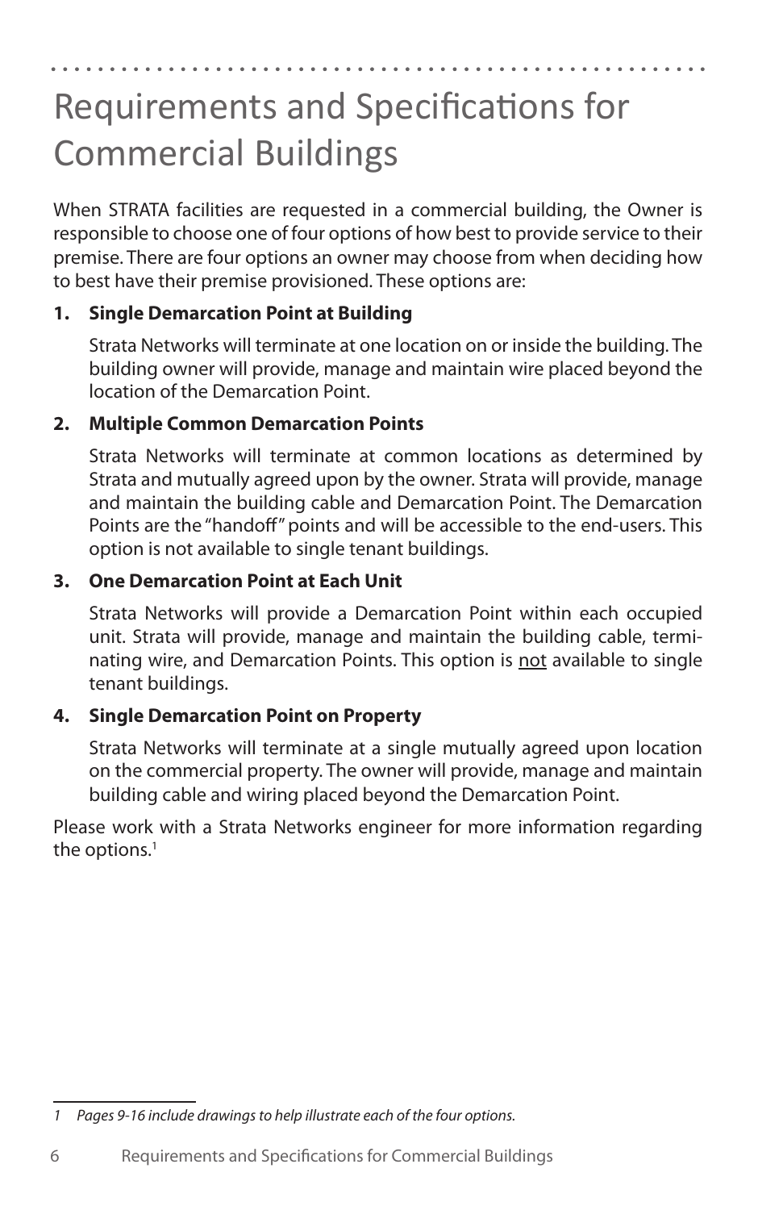# Requirements and Specifications for Commercial Buildings

When STRATA facilities are requested in a commercial building, the Owner is responsible to choose one of four options of how best to provide service to their premise. There are four options an owner may choose from when deciding how to best have their premise provisioned. These options are:

1. **Single Demarcation Point at Building**

   Strata Networks will terminate at one location on or inside the building. The building owner will provide, manage and maintain wire placed beyond the location of the Demarcation Point.

2. **Multiple Common Demarcation Points**

   Strata Networks will terminate at common locations as determined by Strata and mutually agreed upon by the owner. Strata will provide, manage and maintain the building cable and Demarcation Point. The Demarcation Points are the "handoff" points and will be accessible to the end-users. This option is not available to single tenant buildings.

3. **One Demarcation Point at Each Unit**

   Strata Networks will provide a Demarcation Point within each occupied unit. Strata will provide, manage and maintain the building cable, terminating wire, and Demarcation Points. This option is <u>not</u> available to single tenant buildings.

4. **Single Demarcation Point on Property**

   Strata Networks will terminate at a single mutually agreed upon location on the commercial property. The owner will provide, manage and maintain building cable and wiring placed beyond the Demarcation Point.

Please work with a Strata Networks engineer for more information regarding the options.[1]

---

*1 Pages 9-16 include drawings to help illustrate each of the four options.*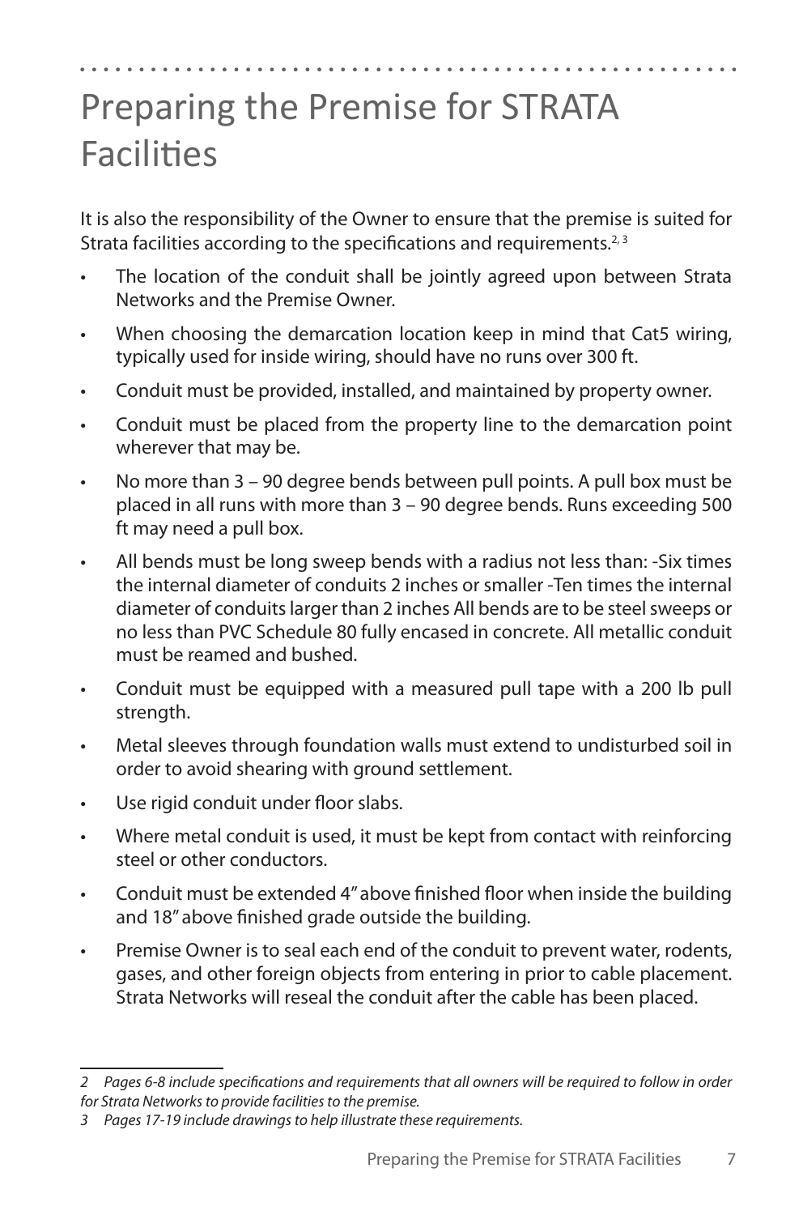# Preparing the Premise for STRATA Facilities

It is also the responsibility of the Owner to ensure that the premise is suited for Strata facilities according to the specifications and requirements.[2, 3]

- The location of the conduit shall be jointly agreed upon between Strata Networks and the Premise Owner.
- When choosing the demarcation location keep in mind that Cat5 wiring, typically used for inside wiring, should have no runs over 300 ft.
- Conduit must be provided, installed, and maintained by property owner.
- Conduit must be placed from the property line to the demarcation point wherever that may be.
- No more than 3 – 90 degree bends between pull points. A pull box must be placed in all runs with more than 3 – 90 degree bends. Runs exceeding 500 ft may need a pull box.
- All bends must be long sweep bends with a radius not less than: -Six times the internal diameter of conduits 2 inches or smaller -Ten times the internal diameter of conduits larger than 2 inches All bends are to be steel sweeps or no less than PVC Schedule 80 fully encased in concrete. All metallic conduit must be reamed and bushed.
- Conduit must be equipped with a measured pull tape with a 200 lb pull strength.
- Metal sleeves through foundation walls must extend to undisturbed soil in order to avoid shearing with ground settlement.
- Use rigid conduit under floor slabs.
- Where metal conduit is used, it must be kept from contact with reinforcing steel or other conductors.
- Conduit must be extended 4" above finished floor when inside the building and 18" above finished grade outside the building.
- Premise Owner is to seal each end of the conduit to prevent water, rodents, gases, and other foreign objects from entering in prior to cable placement. Strata Networks will reseal the conduit after the cable has been placed.

---

*2 Pages 6-8 include specifications and requirements that all owners will be required to follow in order for Strata Networks to provide facilities to the premise.*

*3 Pages 17-19 include drawings to help illustrate these requirements.*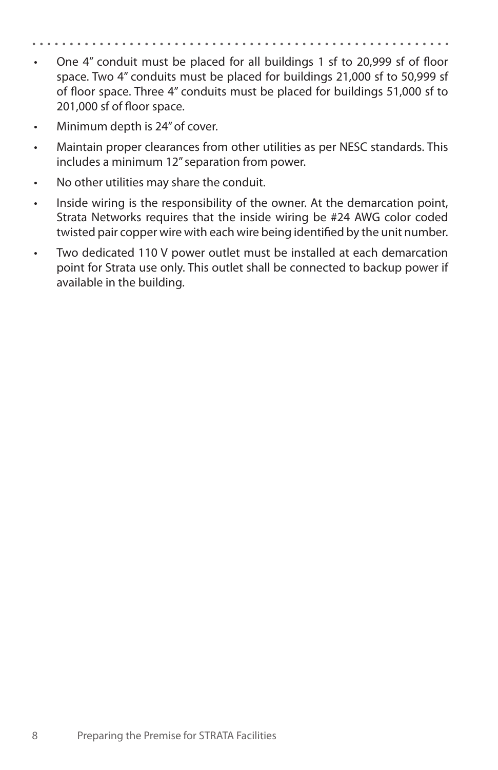- One 4" conduit must be placed for all buildings 1 sf to 20,999 sf of floor space. Two 4" conduits must be placed for buildings 21,000 sf to 50,999 sf of floor space. Three 4" conduits must be placed for buildings 51,000 sf to 201,000 sf of floor space.
- Minimum depth is 24" of cover.
- Maintain proper clearances from other utilities as per NESC standards. This includes a minimum 12" separation from power.
- No other utilities may share the conduit.
- Inside wiring is the responsibility of the owner. At the demarcation point, Strata Networks requires that the inside wiring be #24 AWG color coded twisted pair copper wire with each wire being identified by the unit number.
- Two dedicated 110 V power outlet must be installed at each demarcation point for Strata use only. This outlet shall be connected to backup power if available in the building.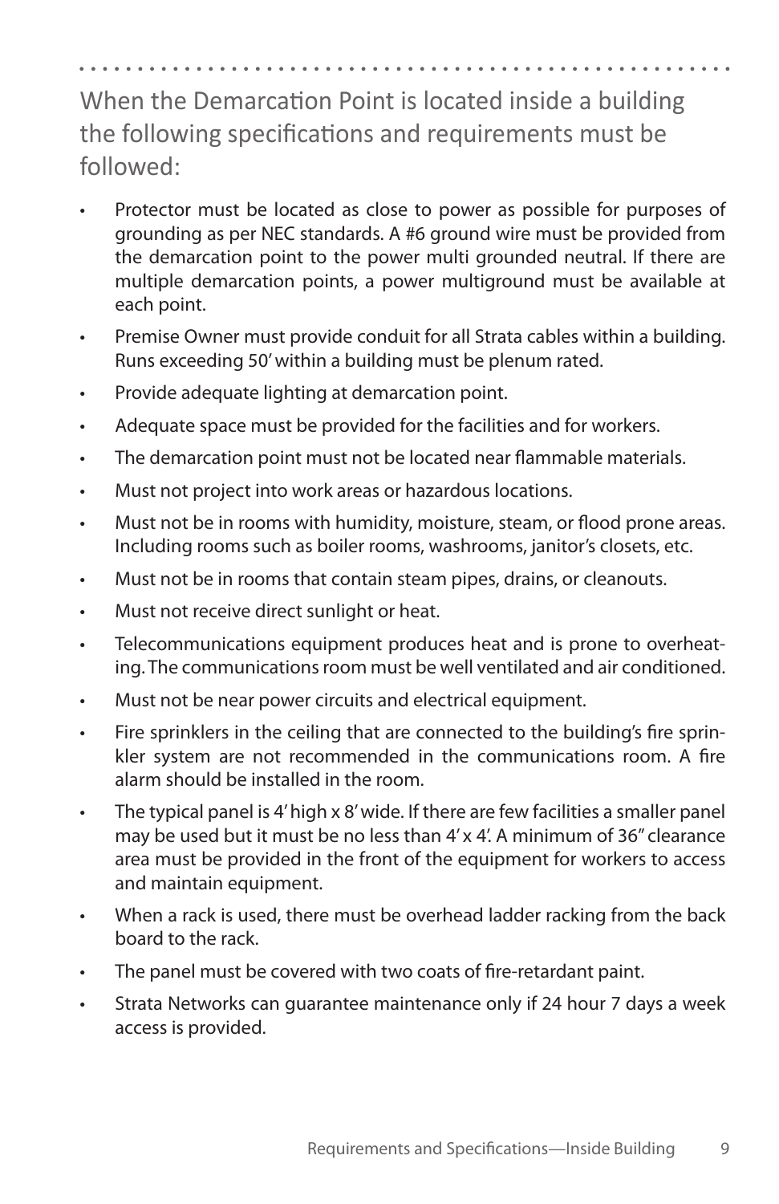## When the Demarcation Point is located inside a building the following specifications and requirements must be followed:

- Protector must be located as close to power as possible for purposes of grounding as per NEC standards. A #6 ground wire must be provided from the demarcation point to the power multi grounded neutral. If there are multiple demarcation points, a power multiground must be available at each point.
- Premise Owner must provide conduit for all Strata cables within a building. Runs exceeding 50' within a building must be plenum rated.
- Provide adequate lighting at demarcation point.
- Adequate space must be provided for the facilities and for workers.
- The demarcation point must not be located near flammable materials.
- Must not project into work areas or hazardous locations.
- Must not be in rooms with humidity, moisture, steam, or flood prone areas. Including rooms such as boiler rooms, washrooms, janitor's closets, etc.
- Must not be in rooms that contain steam pipes, drains, or cleanouts.
- Must not receive direct sunlight or heat.
- Telecommunications equipment produces heat and is prone to overheating. The communications room must be well ventilated and air conditioned.
- Must not be near power circuits and electrical equipment.
- Fire sprinklers in the ceiling that are connected to the building's fire sprinkler system are not recommended in the communications room. A fire alarm should be installed in the room.
- The typical panel is 4' high x 8' wide. If there are few facilities a smaller panel may be used but it must be no less than 4' x 4'. A minimum of 36" clearance area must be provided in the front of the equipment for workers to access and maintain equipment.
- When a rack is used, there must be overhead ladder racking from the back board to the rack.
- The panel must be covered with two coats of fire-retardant paint.
- Strata Networks can guarantee maintenance only if 24 hour 7 days a week access is provided.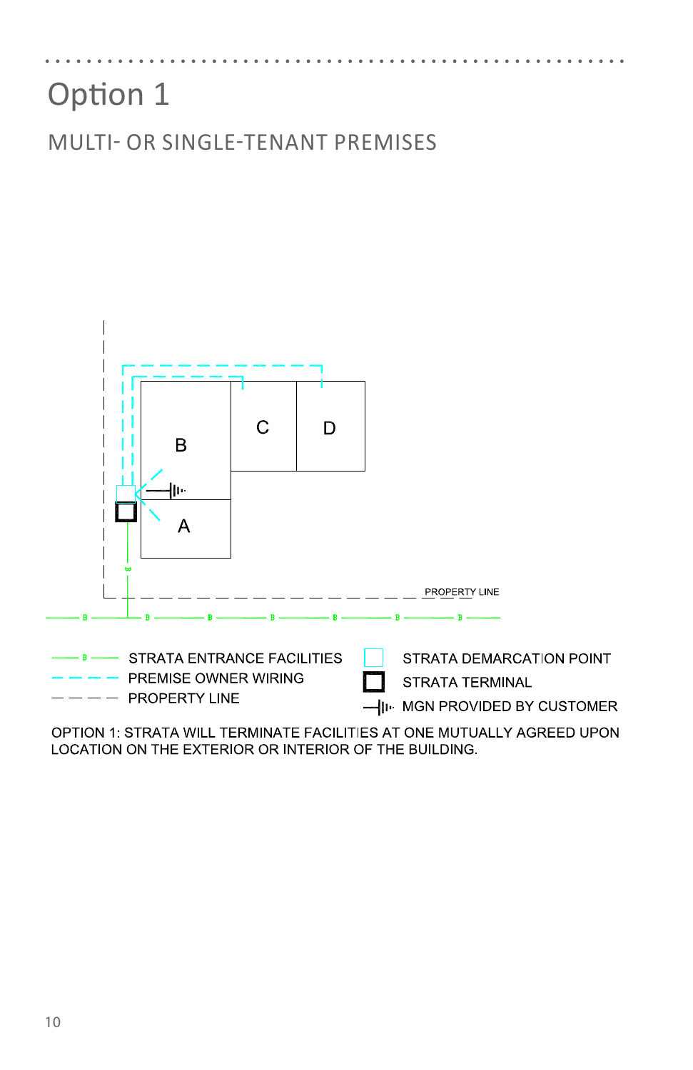# Option 1

## MULTI- OR SINGLE-TENANT PREMISES

B

C

D

A

PROPERTY LINE

STRATA ENTRANCE FACILITIES

PREMISE OWNER WIRING

PROPERTY LINE

STRATA DEMARCATION POINT

STRATA TERMINAL

MGN PROVIDED BY CUSTOMER

OPTION 1: STRATA WILL TERMINATE FACILITIES AT ONE MUTUALLY AGREED UPON LOCATION ON THE EXTERIOR OR INTERIOR OF THE BUILDING.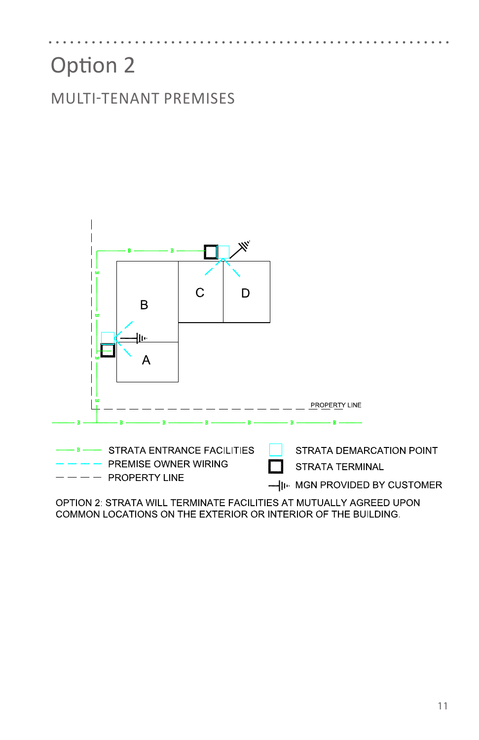# Option 2

## MULTI-TENANT PREMISES

B

C

D

A

PROPERTY LINE

STRATA ENTRANCE FACILITIES

PREMISE OWNER WIRING

PROPERTY LINE

STRATA DEMARCATION POINT

STRATA TERMINAL

MGN PROVIDED BY CUSTOMER

OPTION 2: STRATA WILL TERMINATE FACILITIES AT MUTUALLY AGREED UPON COMMON LOCATIONS ON THE EXTERIOR OR INTERIOR OF THE BUILDING.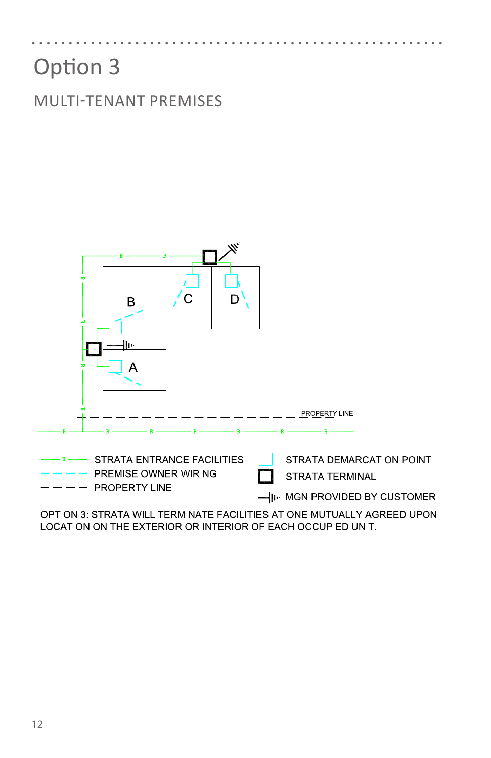# Option 3

## MULTI-TENANT PREMISES

B

C

D

A

PROPERTY LINE

STRATA ENTRANCE FACILITIES

PREMISE OWNER WIRING

PROPERTY LINE

STRATA DEMARCATION POINT

STRATA TERMINAL

MGN PROVIDED BY CUSTOMER

OPTION 3: STRATA WILL TERMINATE FACILITIES AT ONE MUTUALLY AGREED UPON LOCATION ON THE EXTERIOR OR INTERIOR OF EACH OCCUPIED UNIT.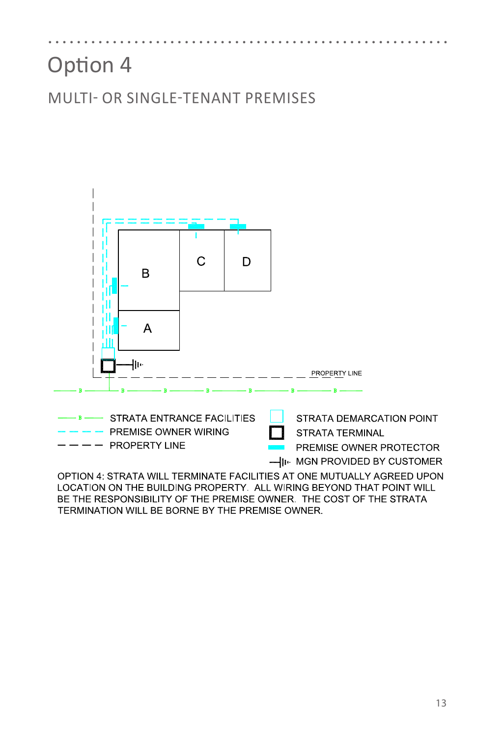# Option 4

## MULTI- OR SINGLE-TENANT PREMISES

B

C

D

A

PROPERTY LINE

STRATA ENTRANCE FACILITIES

PREMISE OWNER WIRING

PROPERTY LINE

STRATA DEMARCATION POINT

STRATA TERMINAL

PREMISE OWNER PROTECTOR

MGN PROVIDED BY CUSTOMER

OPTION 4: STRATA WILL TERMINATE FACILITIES AT ONE MUTUALLY AGREED UPON LOCATION ON THE BUILDING PROPERTY. ALL WIRING BEYOND THAT POINT WILL BE THE RESPONSIBILITY OF THE PREMISE OWNER. THE COST OF THE STRATA TERMINATION WILL BE BORNE BY THE PREMISE OWNER.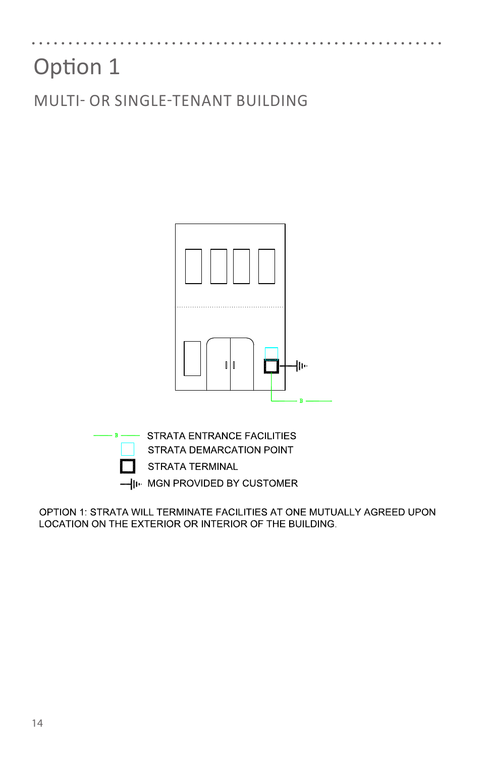# Option 1

## MULTI- OR SINGLE-TENANT BUILDING

STRATA ENTRANCE FACILITIES

STRATA DEMARCATION POINT

STRATA TERMINAL

MGN PROVIDED BY CUSTOMER

OPTION 1: STRATA WILL TERMINATE FACILITIES AT ONE MUTUALLY AGREED UPON LOCATION ON THE EXTERIOR OR INTERIOR OF THE BUILDING.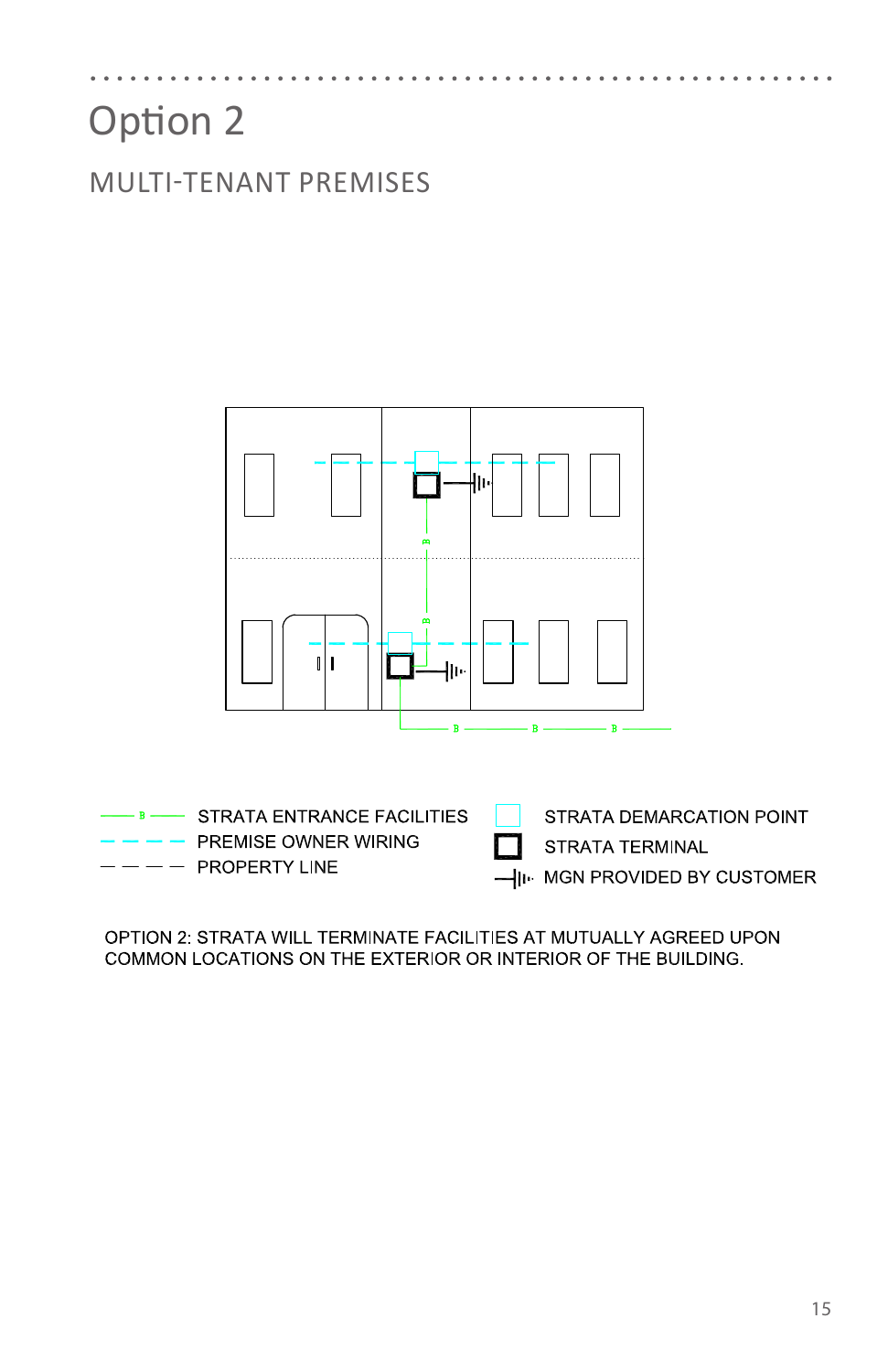# Option 2

## MULTI-TENANT PREMISES

STRATA ENTRANCE FACILITIES
PREMISE OWNER WIRING
PROPERTY LINE

STRATA DEMARCATION POINT
STRATA TERMINAL
MGN PROVIDED BY CUSTOMER

OPTION 2: STRATA WILL TERMINATE FACILITIES AT MUTUALLY AGREED UPON COMMON LOCATIONS ON THE EXTERIOR OR INTERIOR OF THE BUILDING.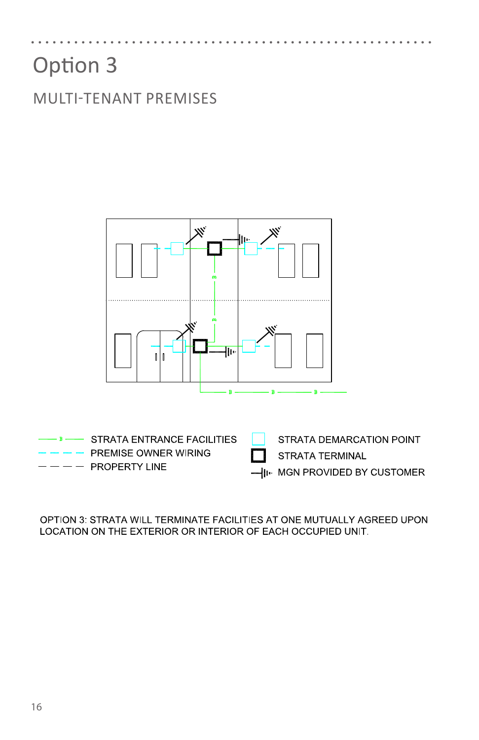# Option 3

## MULTI-TENANT PREMISES

STRATA ENTRANCE FACILITIES
PREMISE OWNER WIRING
PROPERTY LINE
STRATA DEMARCATION POINT
STRATA TERMINAL
MGN PROVIDED BY CUSTOMER

OPTION 3: STRATA WILL TERMINATE FACILITIES AT ONE MUTUALLY AGREED UPON LOCATION ON THE EXTERIOR OR INTERIOR OF EACH OCCUPIED UNIT.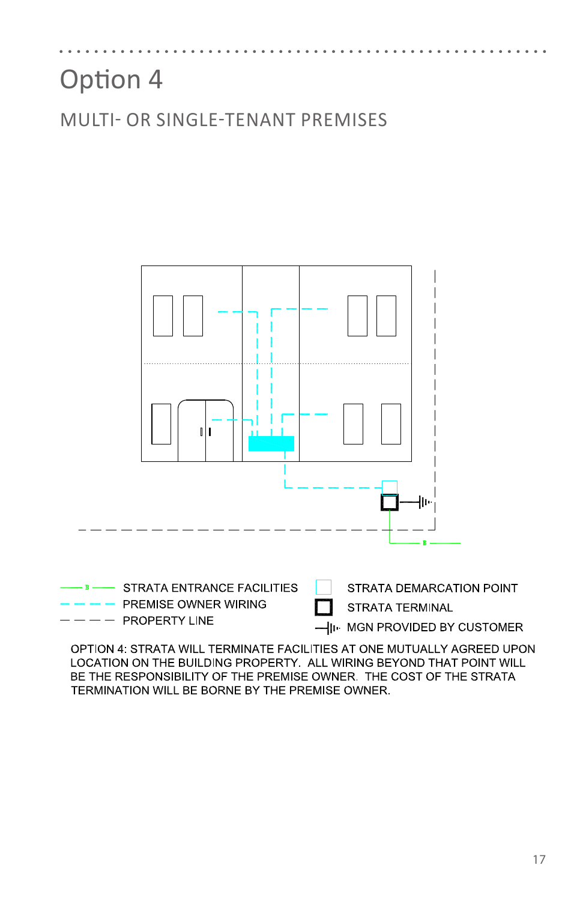# Option 4

## MULTI- OR SINGLE-TENANT PREMISES

STRATA ENTRANCE FACILITIES

PREMISE OWNER WIRING

PROPERTY LINE

STRATA DEMARCATION POINT

STRATA TERMINAL

MGN PROVIDED BY CUSTOMER

OPTION 4: STRATA WILL TERMINATE FACILITIES AT ONE MUTUALLY AGREED UPON LOCATION ON THE BUILDING PROPERTY. ALL WIRING BEYOND THAT POINT WILL BE THE RESPONSIBILITY OF THE PREMISE OWNER. THE COST OF THE STRATA TERMINATION WILL BE BORNE BY THE PREMISE OWNER.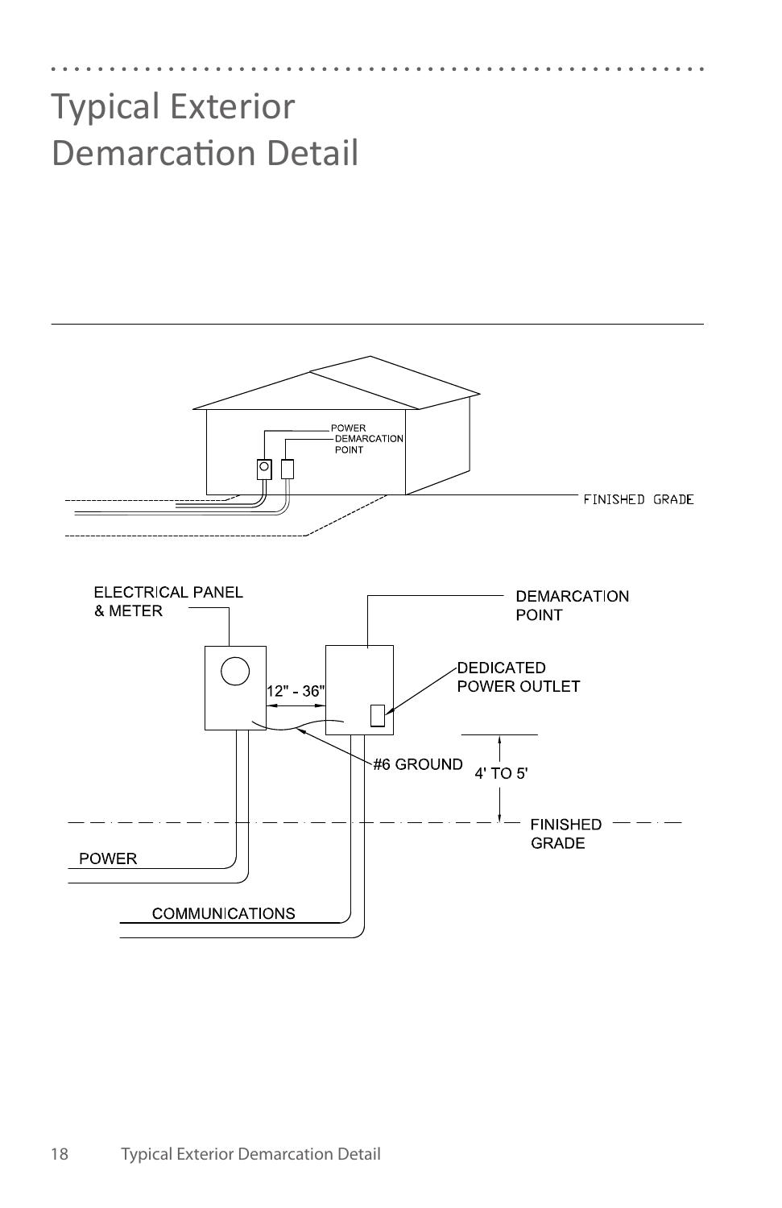# Typical Exterior Demarcation Detail

POWER DEMARCATION POINT

FINISHED GRADE

ELECTRICAL PANEL & METER

DEMARCATION POINT

DEDICATED POWER OUTLET

12" - 36"

#6 GROUND

4' TO 5'

FINISHED GRADE

POWER

COMMUNICATIONS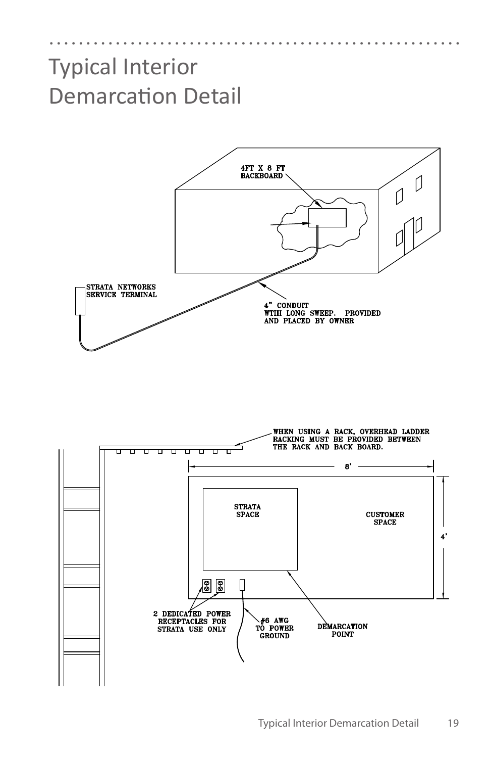# Typical Interior Demarcation Detail

4FT X 8 FT BACKBOARD

STRATA NETWORKS SERVICE TERMINAL

4" CONDUIT WTIH LONG SWEEP. PROVIDED AND PLACED BY OWNER

WHEN USING A RACK, OVERHEAD LADDER RACKING MUST BE PROVIDED BETWEEN THE RACK AND BACK BOARD.

8'

4'

STRATA SPACE

CUSTOMER SPACE

2 DEDICATED POWER RECEPTACLES FOR STRATA USE ONLY

#6 AWG TO POWER GROUND

DEMARCATION POINT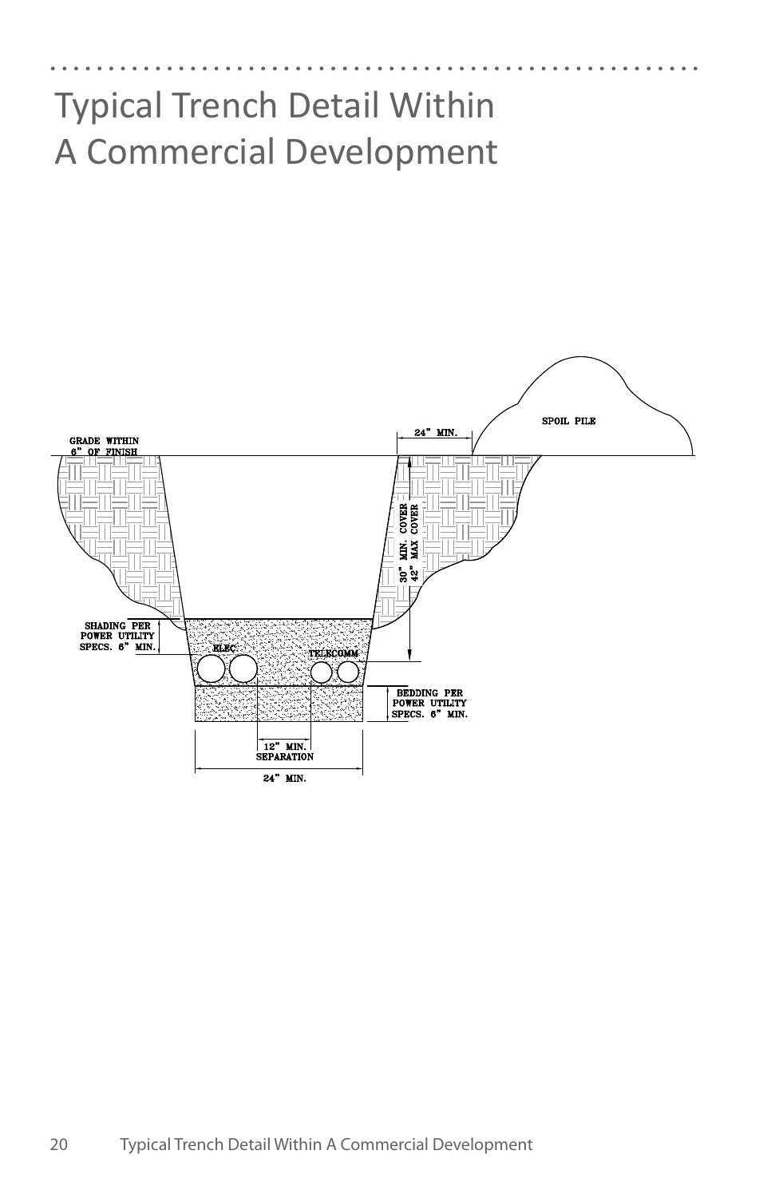# Typical Trench Detail Within A Commercial Development

GRADE WITHIN 6" OF FINISH

24" MIN.

SPOIL PILE

30" MIN. COVER
42" MAX COVER

SHADING PER POWER UTILITY SPECS. 6" MIN.

ELEC.

TELECOMM

BEDDING PER POWER UTILITY SPECS. 6" MIN.

12" MIN. SEPARATION

24" MIN.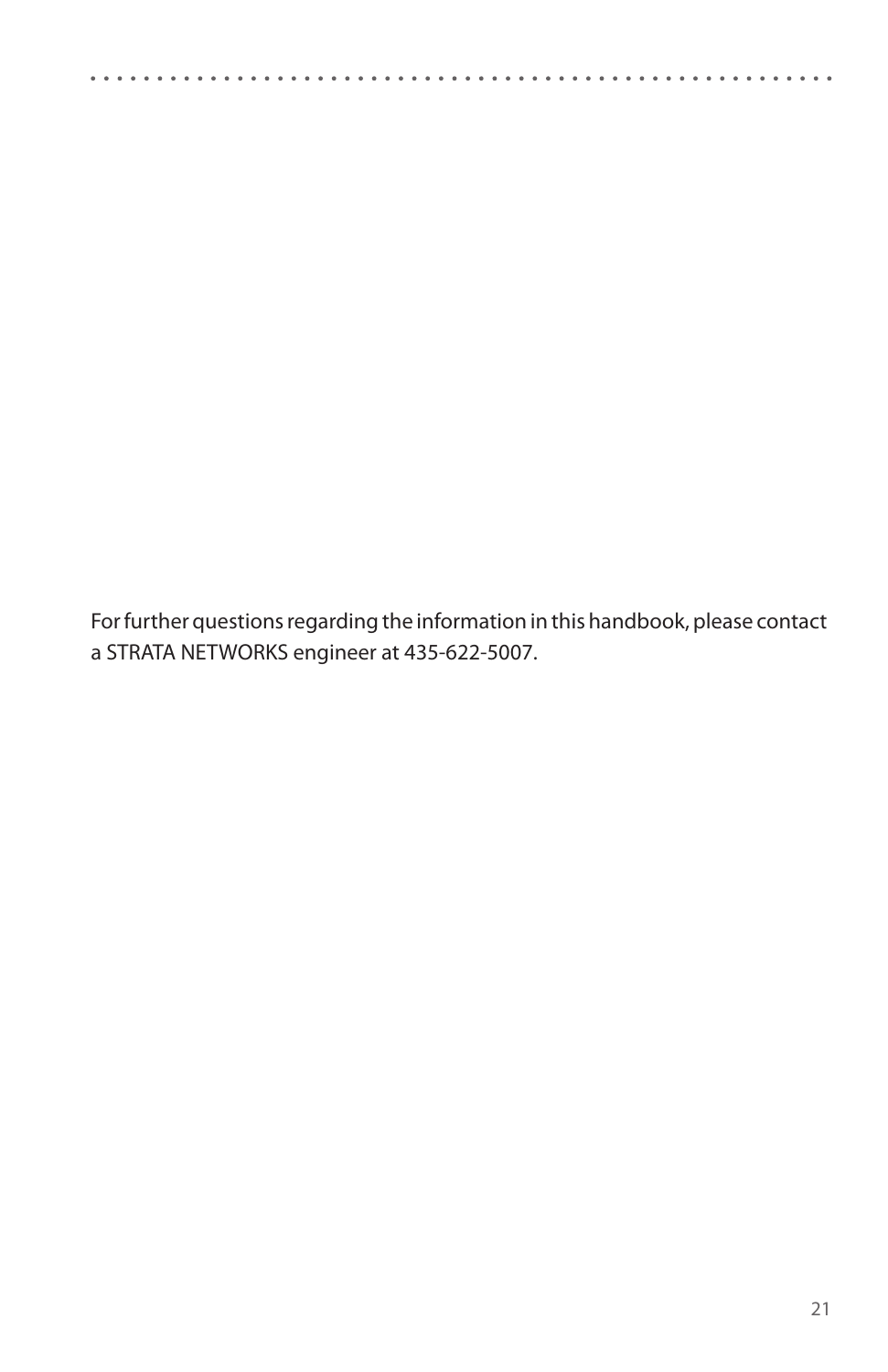For further questions regarding the information in this handbook, please contact a STRATA NETWORKS engineer at 435-622-5007.